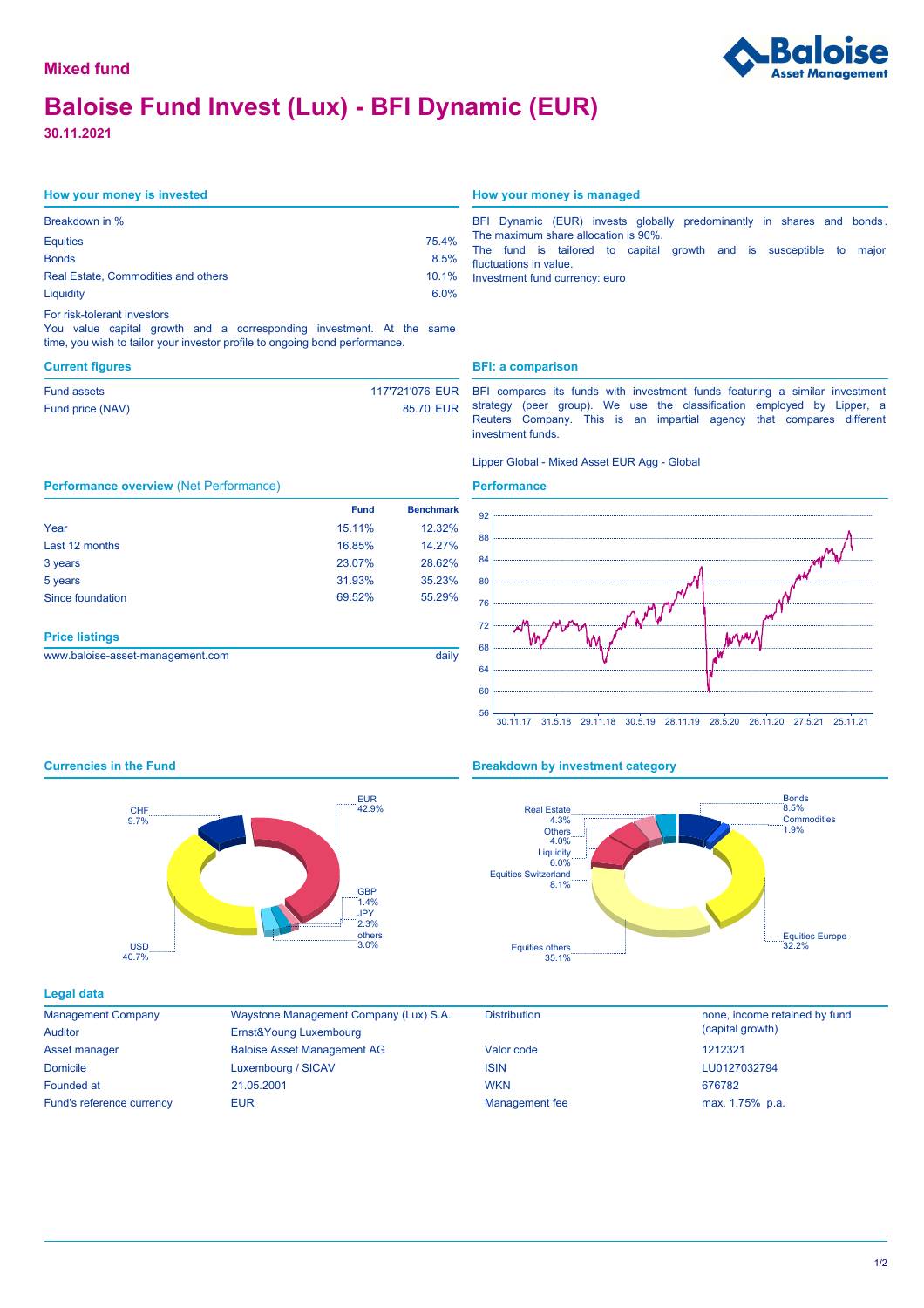Mixed fund

# Baloise Fund Invest (Lux) - BFI Dynamic (EUR)

**30.11.2021**

## How your money is invested

| Breakdown in % | |
|---|---|
| Equities | 75.4% |
| Bonds | 8.5% |
| Real Estate, Commodities and others | 10.1% |
| Liquidity | 6.0% |

For risk-tolerant investors
You value capital growth and a corresponding investment. At the same time, you wish to tailor your investor profile to ongoing bond performance.

## How your money is managed

BFI Dynamic (EUR) invests globally predominantly in shares and bonds. The maximum share allocation is 90%.
The fund is tailored to capital growth and is susceptible to major fluctuations in value.
Investment fund currency: euro

## Current figures

| | |
|---|---|
| Fund assets | 117'721'076 EUR |
| Fund price (NAV) | 85.70 EUR |

## BFI: a comparison

BFI compares its funds with investment funds featuring a similar investment strategy (peer group). We use the classification employed by Lipper, a Reuters Company. This is an impartial agency that compares different investment funds.

Lipper Global - Mixed Asset EUR Agg - Global

## Performance overview (Net Performance)

| | Fund | Benchmark |
|---|---|---|
| Year | 15.11% | 12.32% |
| Last 12 months | 16.85% | 14.27% |
| 3 years | 23.07% | 28.62% |
| 5 years | 31.93% | 35.23% |
| Since foundation | 69.52% | 55.29% |

## Performance

## Price listings

| | |
|---|---|
| www.baloise-asset-management.com | daily |

## Currencies in the Fund

EUR 42.9%, USD 40.7%, CHF 9.7%, GBP 1.4%, JPY 2.3%, others 3.0%

## Breakdown by investment category

Equities others 35.1%, Equities Europe 32.2%, Equities Switzerland 8.1%, Bonds 8.5%, Liquidity 6.0%, Real Estate 4.3%, Others 4.0%, Commodities 1.9%

## Legal data

| | | | |
|---|---|---|---|
| Management Company | Waystone Management Company (Lux) S.A. | Distribution | none, income retained by fund (capital growth) |
| Auditor | Ernst&Young Luxembourg | | |
| Asset manager | Baloise Asset Management AG | Valor code | 1212321 |
| Domicile | Luxembourg / SICAV | ISIN | LU0127032794 |
| Founded at | 21.05.2001 | WKN | 676782 |
| Fund's reference currency | EUR | Management fee | max. 1.75% p.a. |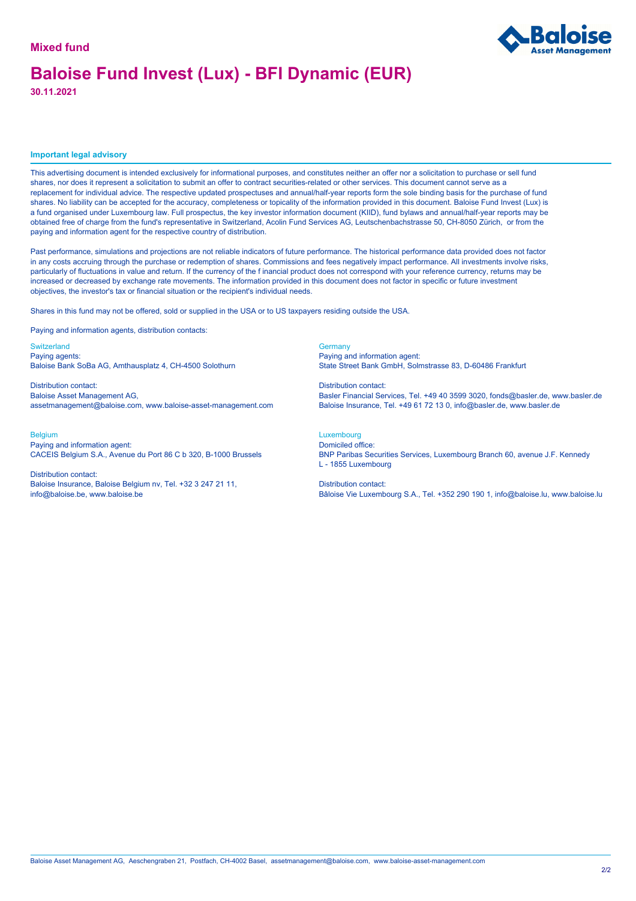Mixed fund

# Baloise Fund Invest (Lux) - BFI Dynamic (EUR)

**30.11.2021**

## Important legal advisory

This advertising document is intended exclusively for informational purposes, and constitutes neither an offer nor a solicitation to purchase or sell fund shares, nor does it represent a solicitation to submit an offer to contract securities-related or other services. This document cannot serve as a replacement for individual advice. The respective updated prospectuses and annual/half-year reports form the sole binding basis for the purchase of fund shares. No liability can be accepted for the accuracy, completeness or topicality of the information provided in this document. Baloise Fund Invest (Lux) is a fund organised under Luxembourg law. Full prospectus, the key investor information document (KIID), fund bylaws and annual/half-year reports may be obtained free of charge from the fund's representative in Switzerland, Acolin Fund Services AG, Leutschenbachstrasse 50, CH-8050 Zürich, or from the paying and information agent for the respective country of distribution.

Past performance, simulations and projections are not reliable indicators of future performance. The historical performance data provided does not factor in any costs accruing through the purchase or redemption of shares. Commissions and fees negatively impact performance. All investments involve risks, particularly of fluctuations in value and return. If the currency of the f inancial product does not correspond with your reference currency, returns may be increased or decreased by exchange rate movements. The information provided in this document does not factor in specific or future investment objectives, the investor's tax or financial situation or the recipient's individual needs.

Shares in this fund may not be offered, sold or supplied in the USA or to US taxpayers residing outside the USA.

Paying and information agents, distribution contacts:

Switzerland
Paying agents:
Baloise Bank SoBa AG, Amthausplatz 4, CH-4500 Solothurn

Distribution contact:
Baloise Asset Management AG,
assetmanagement@baloise.com, www.baloise-asset-management.com

Belgium
Paying and information agent:
CACEIS Belgium S.A., Avenue du Port 86 C b 320, B-1000 Brussels

Distribution contact:
Baloise Insurance, Baloise Belgium nv, Tel. +32 3 247 21 11,
info@baloise.be, www.baloise.be

Germany
Paying and information agent:
State Street Bank GmbH, Solmstrasse 83, D-60486 Frankfurt

Distribution contact:
Basler Financial Services, Tel. +49 40 3599 3020, fonds@basler.de, www.basler.de
Baloise Insurance, Tel. +49 61 72 13 0, info@basler.de, www.basler.de

Luxembourg
Domiciled office:
BNP Paribas Securities Services, Luxembourg Branch 60, avenue J.F. Kennedy
L - 1855 Luxembourg

Distribution contact:
Bâloise Vie Luxembourg S.A., Tel. +352 290 190 1, info@baloise.lu, www.baloise.lu

Baloise Asset Management AG, Aeschengraben 21, Postfach, CH-4002 Basel, assetmanagement@baloise.com, www.baloise-asset-management.com